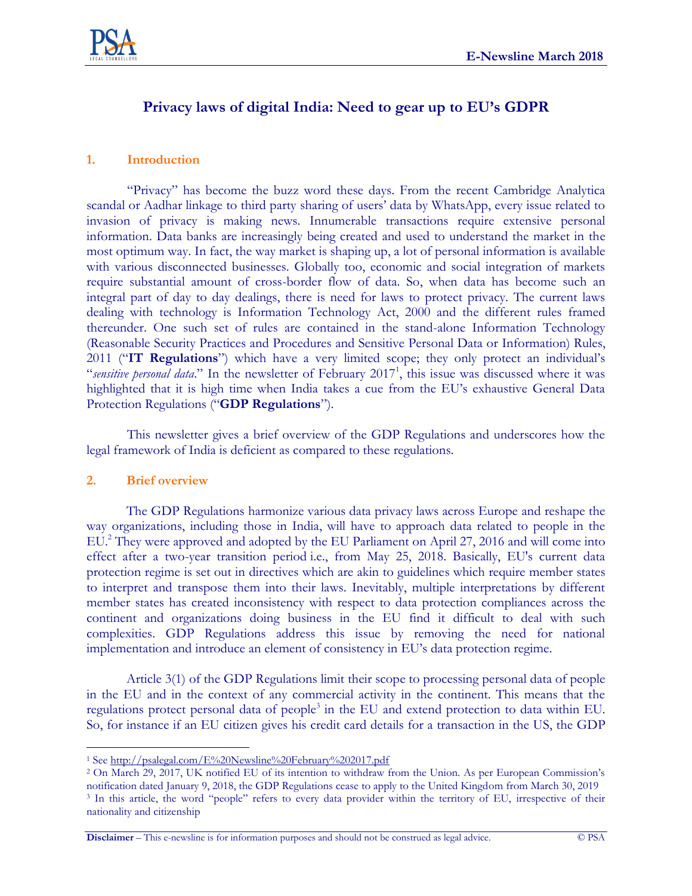# Privacy laws of digital India: Need to gear up to EU's GDPR

## 1. Introduction

"Privacy" has become the buzz word these days. From the recent Cambridge Analytica scandal or Aadhar linkage to third party sharing of users' data by WhatsApp, every issue related to invasion of privacy is making news. Innumerable transactions require extensive personal information. Data banks are increasingly being created and used to understand the market in the most optimum way. In fact, the way market is shaping up, a lot of personal information is available with various disconnected businesses. Globally too, economic and social integration of markets require substantial amount of cross-border flow of data. So, when data has become such an integral part of day to day dealings, there is need for laws to protect privacy. The current laws dealing with technology is Information Technology Act, 2000 and the different rules framed thereunder. One such set of rules are contained in the stand-alone Information Technology (Reasonable Security Practices and Procedures and Sensitive Personal Data or Information) Rules, 2011 ("**IT Regulations**") which have a very limited scope; they only protect an individual's "*sensitive personal data*." In the newsletter of February 2017[1], this issue was discussed where it was highlighted that it is high time when India takes a cue from the EU's exhaustive General Data Protection Regulations ("**GDP Regulations**").

This newsletter gives a brief overview of the GDP Regulations and underscores how the legal framework of India is deficient as compared to these regulations.

## 2. Brief overview

The GDP Regulations harmonize various data privacy laws across Europe and reshape the way organizations, including those in India, will have to approach data related to people in the EU.[2] They were approved and adopted by the EU Parliament on April 27, 2016 and will come into effect after a two-year transition period i.e., from May 25, 2018. Basically, EU's current data protection regime is set out in directives which are akin to guidelines which require member states to interpret and transpose them into their laws. Inevitably, multiple interpretations by different member states has created inconsistency with respect to data protection compliances across the continent and organizations doing business in the EU find it difficult to deal with such complexities. GDP Regulations address this issue by removing the need for national implementation and introduce an element of consistency in EU's data protection regime.

Article 3(1) of the GDP Regulations limit their scope to processing personal data of people in the EU and in the context of any commercial activity in the continent. This means that the regulations protect personal data of people[3] in the EU and extend protection to data within EU. So, for instance if an EU citizen gives his credit card details for a transaction in the US, the GDP

---

[1] See http://psalegal.com/E%20Newsline%20February%202017.pdf

[2] On March 29, 2017, UK notified EU of its intention to withdraw from the Union. As per European Commission's notification dated January 9, 2018, the GDP Regulations cease to apply to the United Kingdom from March 30, 2019

[3] In this article, the word "people" refers to every data provider within the territory of EU, irrespective of their nationality and citizenship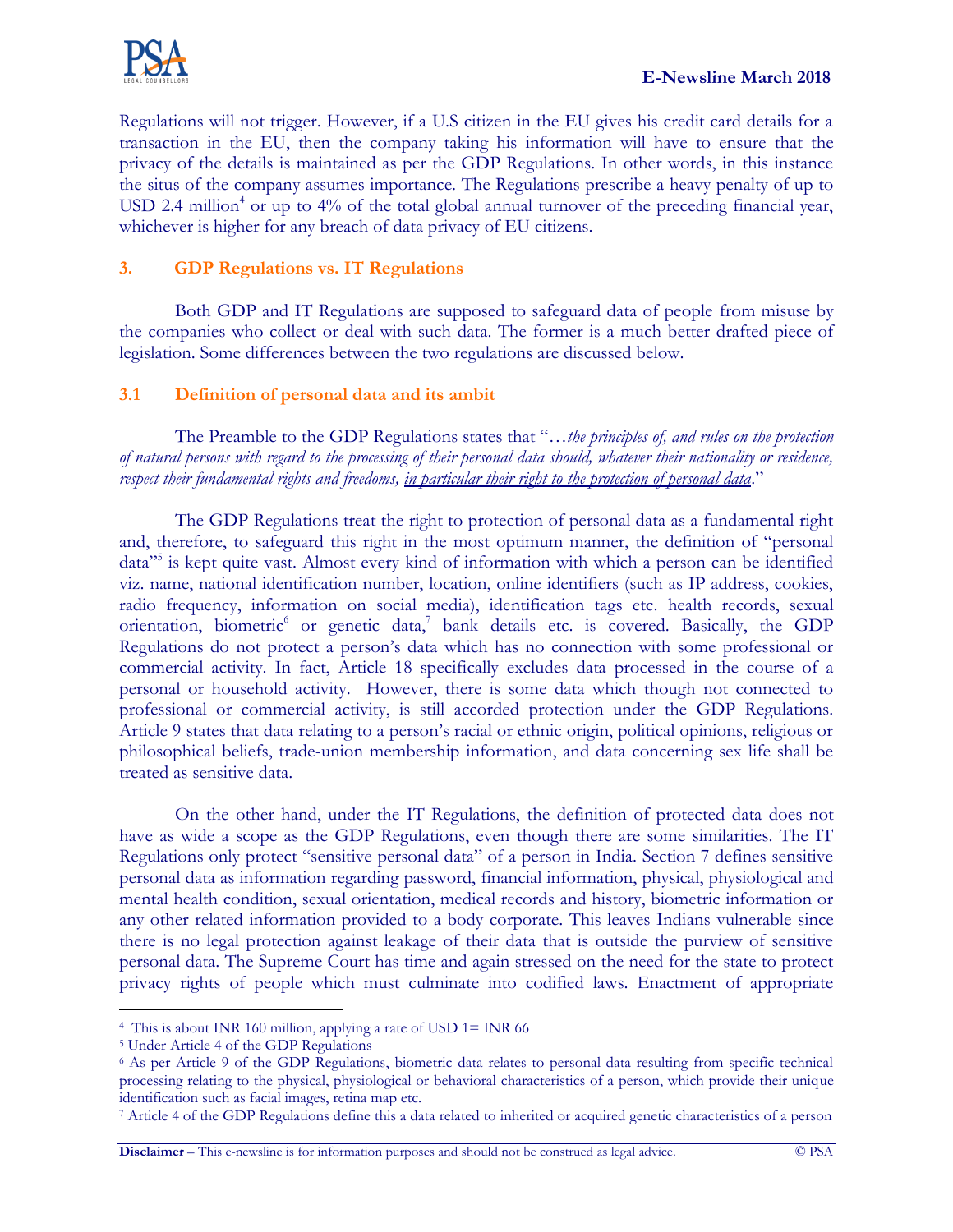Regulations will not trigger. However, if a U.S citizen in the EU gives his credit card details for a transaction in the EU, then the company taking his information will have to ensure that the privacy of the details is maintained as per the GDP Regulations. In other words, in this instance the situs of the company assumes importance. The Regulations prescribe a heavy penalty of up to USD 2.4 million[4] or up to 4% of the total global annual turnover of the preceding financial year, whichever is higher for any breach of data privacy of EU citizens.

### 3. GDP Regulations vs. IT Regulations

Both GDP and IT Regulations are supposed to safeguard data of people from misuse by the companies who collect or deal with such data. The former is a much better drafted piece of legislation. Some differences between the two regulations are discussed below.

#### 3.1 Definition of personal data and its ambit

The Preamble to the GDP Regulations states that "*…the principles of, and rules on the protection of natural persons with regard to the processing of their personal data should, whatever their nationality or residence, respect their fundamental rights and freedoms, in particular their right to the protection of personal data*."

The GDP Regulations treat the right to protection of personal data as a fundamental right and, therefore, to safeguard this right in the most optimum manner, the definition of "personal data"[5] is kept quite vast. Almost every kind of information with which a person can be identified viz. name, national identification number, location, online identifiers (such as IP address, cookies, radio frequency, information on social media), identification tags etc. health records, sexual orientation, biometric[6] or genetic data,[7] bank details etc. is covered. Basically, the GDP Regulations do not protect a person's data which has no connection with some professional or commercial activity. In fact, Article 18 specifically excludes data processed in the course of a personal or household activity. However, there is some data which though not connected to professional or commercial activity, is still accorded protection under the GDP Regulations. Article 9 states that data relating to a person's racial or ethnic origin, political opinions, religious or philosophical beliefs, trade-union membership information, and data concerning sex life shall be treated as sensitive data.

On the other hand, under the IT Regulations, the definition of protected data does not have as wide a scope as the GDP Regulations, even though there are some similarities. The IT Regulations only protect "sensitive personal data" of a person in India. Section 7 defines sensitive personal data as information regarding password, financial information, physical, physiological and mental health condition, sexual orientation, medical records and history, biometric information or any other related information provided to a body corporate. This leaves Indians vulnerable since there is no legal protection against leakage of their data that is outside the purview of sensitive personal data. The Supreme Court has time and again stressed on the need for the state to protect privacy rights of people which must culminate into codified laws. Enactment of appropriate

---

[4] This is about INR 160 million, applying a rate of USD 1= INR 66

[5] Under Article 4 of the GDP Regulations

[6] As per Article 9 of the GDP Regulations, biometric data relates to personal data resulting from specific technical processing relating to the physical, physiological or behavioral characteristics of a person, which provide their unique identification such as facial images, retina map etc.

[7] Article 4 of the GDP Regulations define this a data related to inherited or acquired genetic characteristics of a person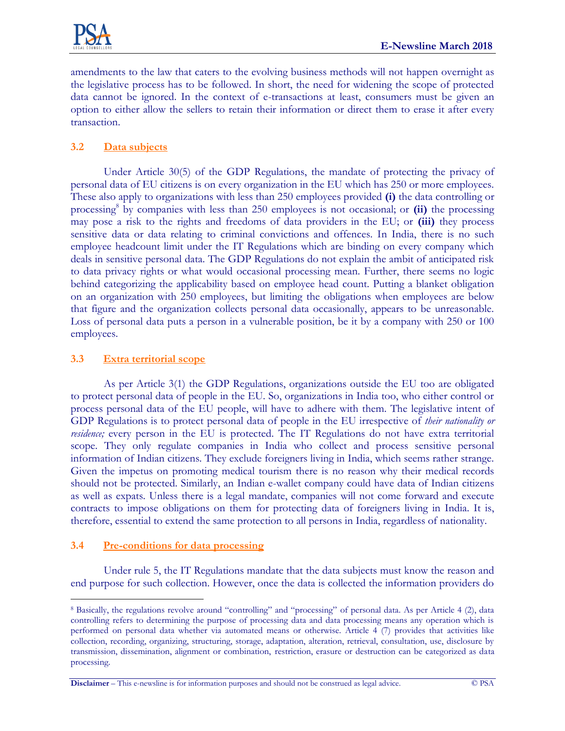amendments to the law that caters to the evolving business methods will not happen overnight as the legislative process has to be followed. In short, the need for widening the scope of protected data cannot be ignored. In the context of e-transactions at least, consumers must be given an option to either allow the sellers to retain their information or direct them to erase it after every transaction.

### 3.2 Data subjects

Under Article 30(5) of the GDP Regulations, the mandate of protecting the privacy of personal data of EU citizens is on every organization in the EU which has 250 or more employees. These also apply to organizations with less than 250 employees provided **(i)** the data controlling or processing[8] by companies with less than 250 employees is not occasional; or **(ii)** the processing may pose a risk to the rights and freedoms of data providers in the EU; or **(iii)** they process sensitive data or data relating to criminal convictions and offences. In India, there is no such employee headcount limit under the IT Regulations which are binding on every company which deals in sensitive personal data. The GDP Regulations do not explain the ambit of anticipated risk to data privacy rights or what would occasional processing mean. Further, there seems no logic behind categorizing the applicability based on employee head count. Putting a blanket obligation on an organization with 250 employees, but limiting the obligations when employees are below that figure and the organization collects personal data occasionally, appears to be unreasonable. Loss of personal data puts a person in a vulnerable position, be it by a company with 250 or 100 employees.

### 3.3 Extra territorial scope

As per Article 3(1) the GDP Regulations, organizations outside the EU too are obligated to protect personal data of people in the EU. So, organizations in India too, who either control or process personal data of the EU people, will have to adhere with them. The legislative intent of GDP Regulations is to protect personal data of people in the EU irrespective of *their nationality or residence;* every person in the EU is protected. The IT Regulations do not have extra territorial scope. They only regulate companies in India who collect and process sensitive personal information of Indian citizens. They exclude foreigners living in India, which seems rather strange. Given the impetus on promoting medical tourism there is no reason why their medical records should not be protected. Similarly, an Indian e-wallet company could have data of Indian citizens as well as expats. Unless there is a legal mandate, companies will not come forward and execute contracts to impose obligations on them for protecting data of foreigners living in India. It is, therefore, essential to extend the same protection to all persons in India, regardless of nationality.

### 3.4 Pre-conditions for data processing

Under rule 5, the IT Regulations mandate that the data subjects must know the reason and end purpose for such collection. However, once the data is collected the information providers do

---

[8] Basically, the regulations revolve around "controlling" and "processing" of personal data. As per Article 4 (2), data controlling refers to determining the purpose of processing data and data processing means any operation which is performed on personal data whether via automated means or otherwise. Article 4 (7) provides that activities like collection, recording, organizing, structuring, storage, adaptation, alteration, retrieval, consultation, use, disclosure by transmission, dissemination, alignment or combination, restriction, erasure or destruction can be categorized as data processing.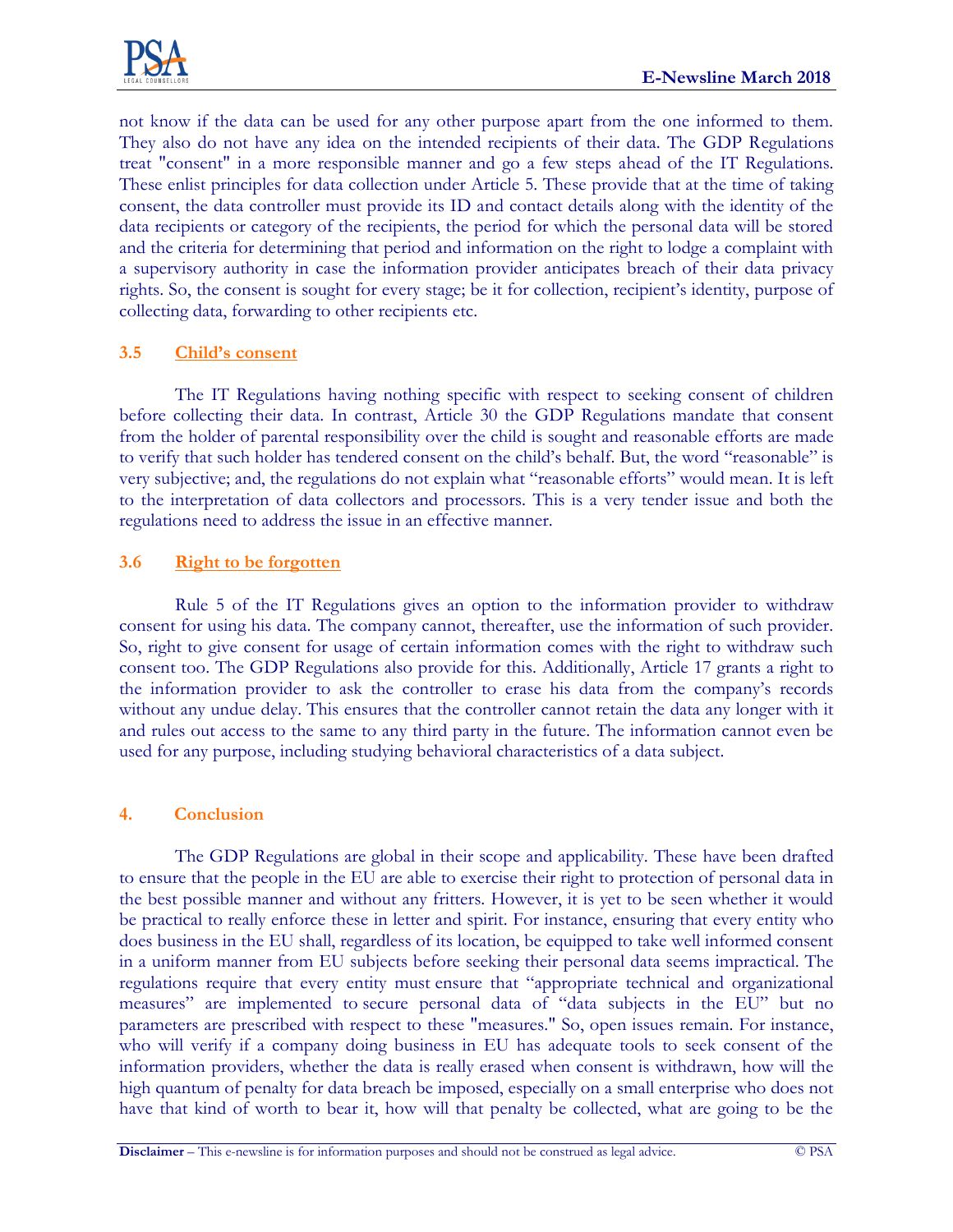not know if the data can be used for any other purpose apart from the one informed to them. They also do not have any idea on the intended recipients of their data. The GDP Regulations treat "consent" in a more responsible manner and go a few steps ahead of the IT Regulations. These enlist principles for data collection under Article 5. These provide that at the time of taking consent, the data controller must provide its ID and contact details along with the identity of the data recipients or category of the recipients, the period for which the personal data will be stored and the criteria for determining that period and information on the right to lodge a complaint with a supervisory authority in case the information provider anticipates breach of their data privacy rights. So, the consent is sought for every stage; be it for collection, recipient's identity, purpose of collecting data, forwarding to other recipients etc.

### 3.5 Child's consent

The IT Regulations having nothing specific with respect to seeking consent of children before collecting their data. In contrast, Article 30 the GDP Regulations mandate that consent from the holder of parental responsibility over the child is sought and reasonable efforts are made to verify that such holder has tendered consent on the child's behalf. But, the word "reasonable" is very subjective; and, the regulations do not explain what "reasonable efforts" would mean. It is left to the interpretation of data collectors and processors. This is a very tender issue and both the regulations need to address the issue in an effective manner.

### 3.6 Right to be forgotten

Rule 5 of the IT Regulations gives an option to the information provider to withdraw consent for using his data. The company cannot, thereafter, use the information of such provider. So, right to give consent for usage of certain information comes with the right to withdraw such consent too. The GDP Regulations also provide for this. Additionally, Article 17 grants a right to the information provider to ask the controller to erase his data from the company's records without any undue delay. This ensures that the controller cannot retain the data any longer with it and rules out access to the same to any third party in the future. The information cannot even be used for any purpose, including studying behavioral characteristics of a data subject.

## 4. Conclusion

The GDP Regulations are global in their scope and applicability. These have been drafted to ensure that the people in the EU are able to exercise their right to protection of personal data in the best possible manner and without any fritters. However, it is yet to be seen whether it would be practical to really enforce these in letter and spirit. For instance, ensuring that every entity who does business in the EU shall, regardless of its location, be equipped to take well informed consent in a uniform manner from EU subjects before seeking their personal data seems impractical. The regulations require that every entity must ensure that "appropriate technical and organizational measures" are implemented to secure personal data of "data subjects in the EU" but no parameters are prescribed with respect to these "measures." So, open issues remain. For instance, who will verify if a company doing business in EU has adequate tools to seek consent of the information providers, whether the data is really erased when consent is withdrawn, how will the high quantum of penalty for data breach be imposed, especially on a small enterprise who does not have that kind of worth to bear it, how will that penalty be collected, what are going to be the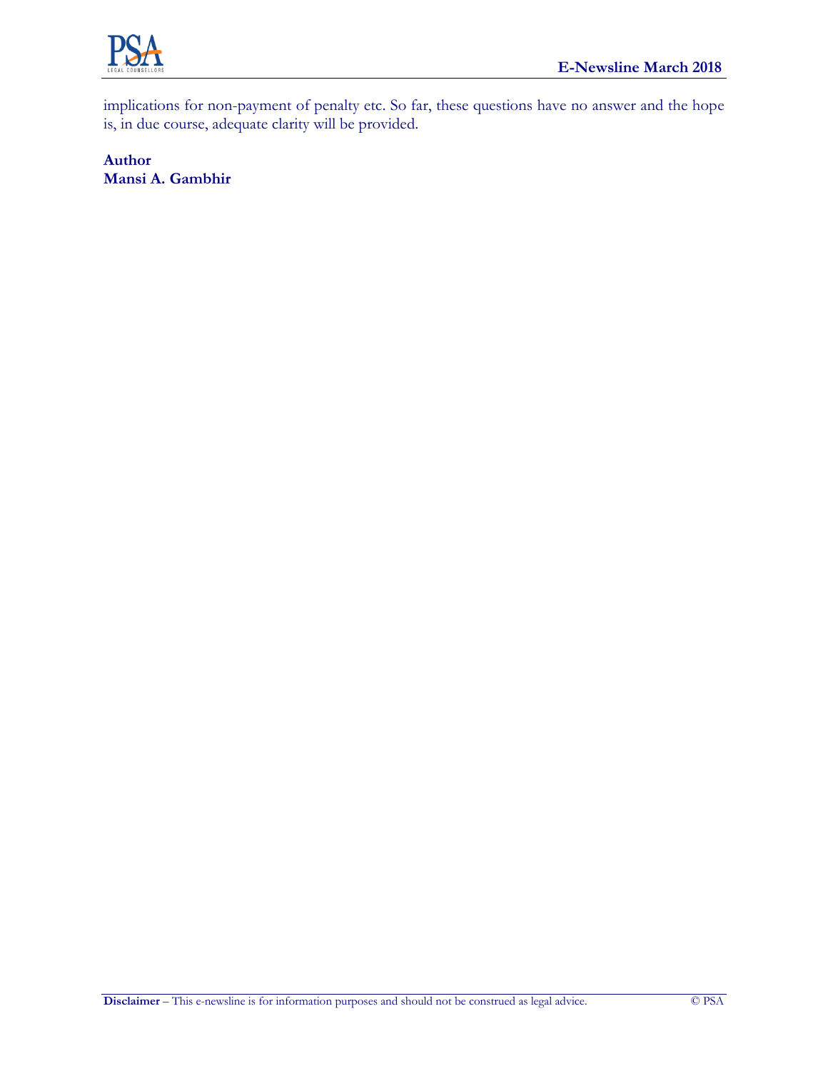implications for non-payment of penalty etc. So far, these questions have no answer and the hope is, in due course, adequate clarity will be provided.

**Author**
**Mansi A. Gambhir**